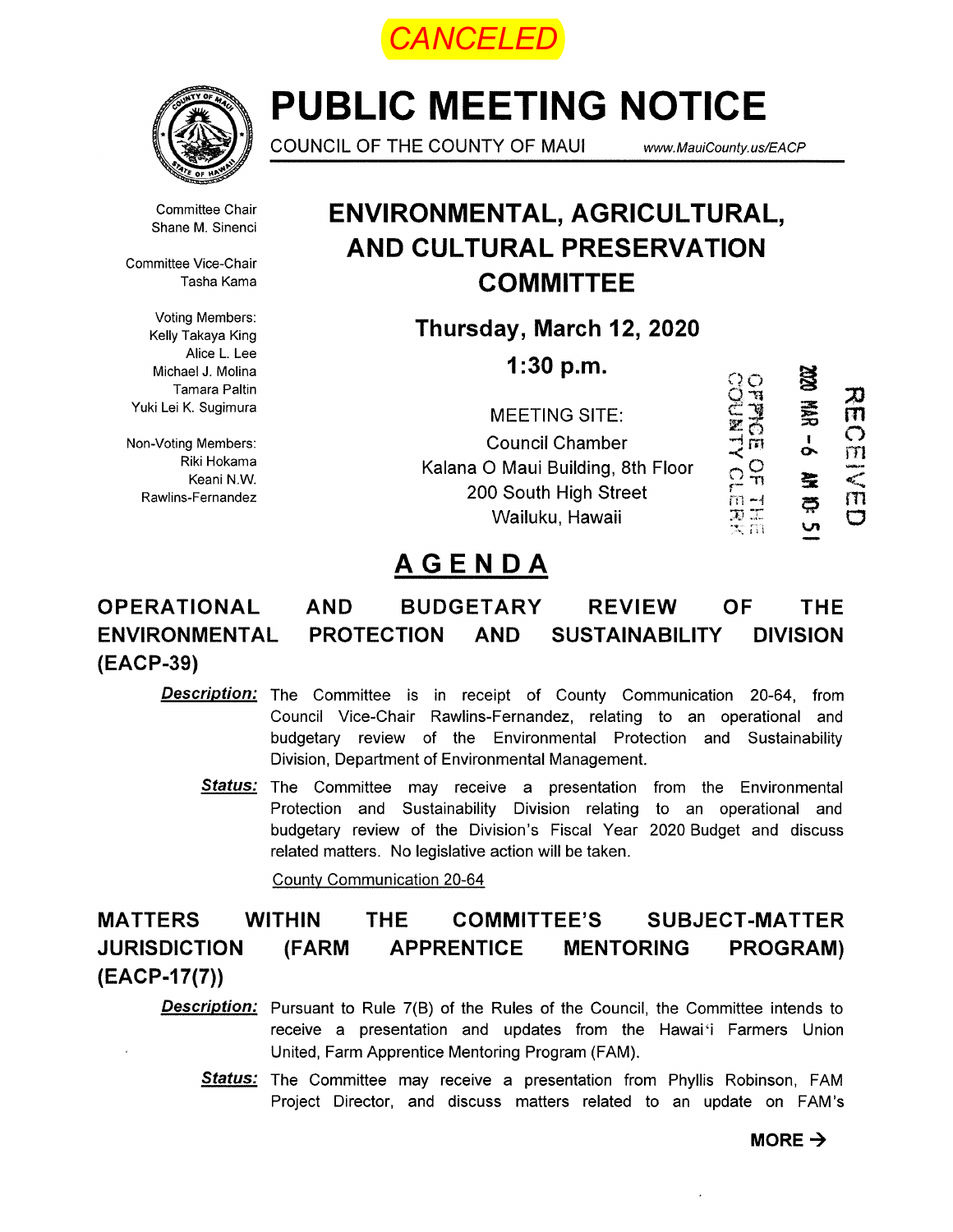CANCELED

# PUBLIC MEETING NOTICE

COUNCIL OF THE COUNTY OF MAUI www.MauiCounty.us/EACP

Committee Chair
Shane M. Sinenci

Committee Vice-Chair
Tasha Kama

Voting Members:
Kelly Takaya King
Alice L. Lee
Michael J. Molina
Tamara Paltin
Yuki Lei K. Sugimura

Non-Voting Members:
Riki Hokama
Keani N.W. Rawlins-Fernandez

## ENVIRONMENTAL, AGRICULTURAL, AND CULTURAL PRESERVATION COMMITTEE

**Thursday, March 12, 2020**

**1:30 p.m.**

MEETING SITE:
Council Chamber
Kalana O Maui Building, 8th Floor
200 South High Street
Wailuku, Hawaii

RECEIVED
2020 MAR -6 AM 10:51
OFFICE OF THE COUNTY CLERK

## AGENDA

### OPERATIONAL AND BUDGETARY REVIEW OF THE ENVIRONMENTAL PROTECTION AND SUSTAINABILITY DIVISION (EACP-39)

***Description:*** The Committee is in receipt of County Communication 20-64, from Council Vice-Chair Rawlins-Fernandez, relating to an operational and budgetary review of the Environmental Protection and Sustainability Division, Department of Environmental Management.

***Status:*** The Committee may receive a presentation from the Environmental Protection and Sustainability Division relating to an operational and budgetary review of the Division's Fiscal Year 2020 Budget and discuss related matters. No legislative action will be taken.

County Communication 20-64

### MATTERS WITHIN THE COMMITTEE'S SUBJECT-MATTER JURISDICTION (FARM APPRENTICE MENTORING PROGRAM) (EACP-17(7))

***Description:*** Pursuant to Rule 7(B) of the Rules of the Council, the Committee intends to receive a presentation and updates from the Hawaiʻi Farmers Union United, Farm Apprentice Mentoring Program (FAM).

***Status:*** The Committee may receive a presentation from Phyllis Robinson, FAM Project Director, and discuss matters related to an update on FAM's

**MORE →**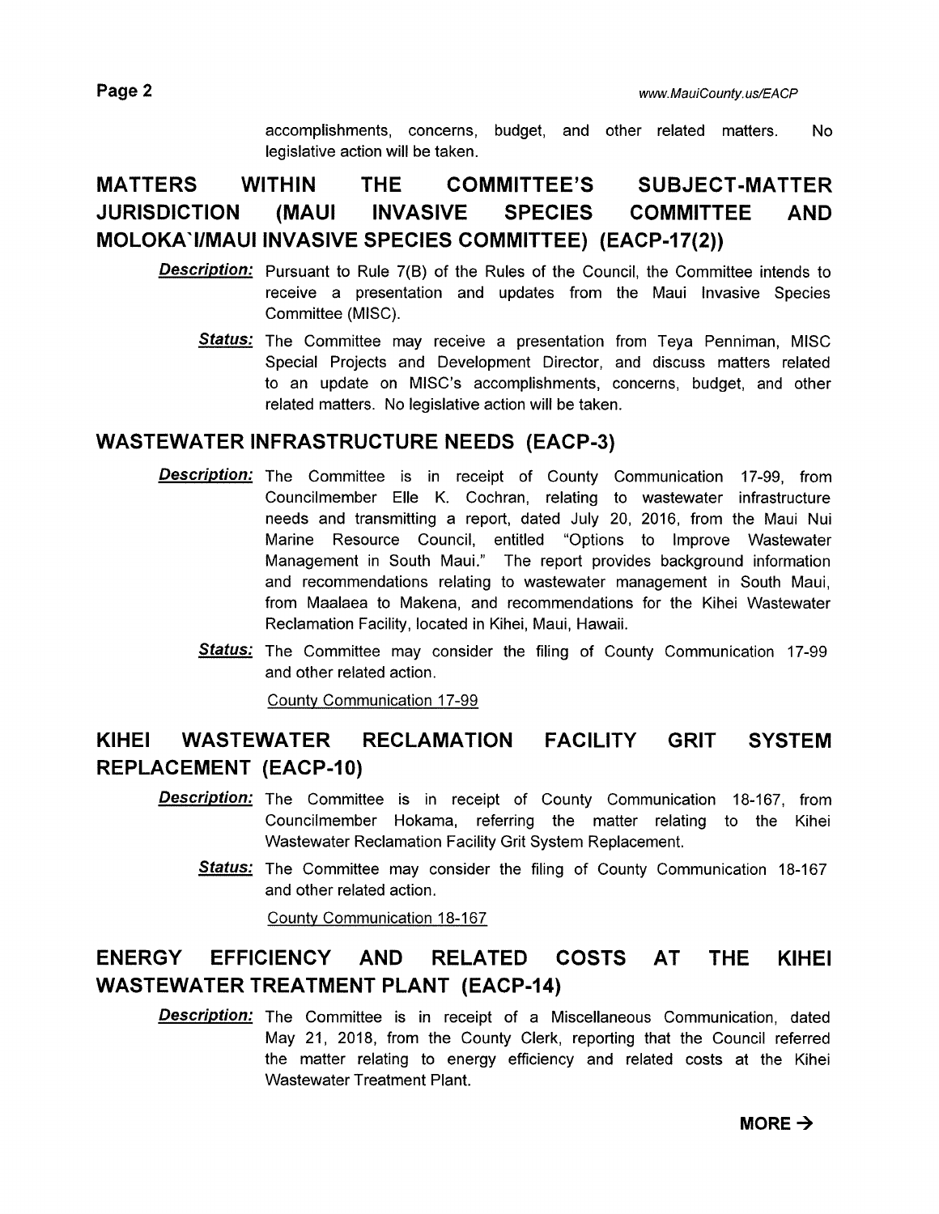accomplishments, concerns, budget, and other related matters. No legislative action will be taken.

## MATTERS WITHIN THE COMMITTEE'S SUBJECT-MATTER JURISDICTION (MAUI INVASIVE SPECIES COMMITTEE AND MOLOKA`I/MAUI INVASIVE SPECIES COMMITTEE) (EACP-17(2))

***Description:*** Pursuant to Rule 7(B) of the Rules of the Council, the Committee intends to receive a presentation and updates from the Maui Invasive Species Committee (MISC).

***Status:*** The Committee may receive a presentation from Teya Penniman, MISC Special Projects and Development Director, and discuss matters related to an update on MISC's accomplishments, concerns, budget, and other related matters. No legislative action will be taken.

## WASTEWATER INFRASTRUCTURE NEEDS (EACP-3)

***Description:*** The Committee is in receipt of County Communication 17-99, from Councilmember Elle K. Cochran, relating to wastewater infrastructure needs and transmitting a report, dated July 20, 2016, from the Maui Nui Marine Resource Council, entitled "Options to Improve Wastewater Management in South Maui." The report provides background information and recommendations relating to wastewater management in South Maui, from Maalaea to Makena, and recommendations for the Kihei Wastewater Reclamation Facility, located in Kihei, Maui, Hawaii.

***Status:*** The Committee may consider the filing of County Communication 17-99 and other related action.

County Communication 17-99

## KIHEI WASTEWATER RECLAMATION FACILITY GRIT SYSTEM REPLACEMENT (EACP-10)

***Description:*** The Committee is in receipt of County Communication 18-167, from Councilmember Hokama, referring the matter relating to the Kihei Wastewater Reclamation Facility Grit System Replacement.

***Status:*** The Committee may consider the filing of County Communication 18-167 and other related action.

County Communication 18-167

## ENERGY EFFICIENCY AND RELATED COSTS AT THE KIHEI WASTEWATER TREATMENT PLANT (EACP-14)

***Description:*** The Committee is in receipt of a Miscellaneous Communication, dated May 21, 2018, from the County Clerk, reporting that the Council referred the matter relating to energy efficiency and related costs at the Kihei Wastewater Treatment Plant.

**MORE →**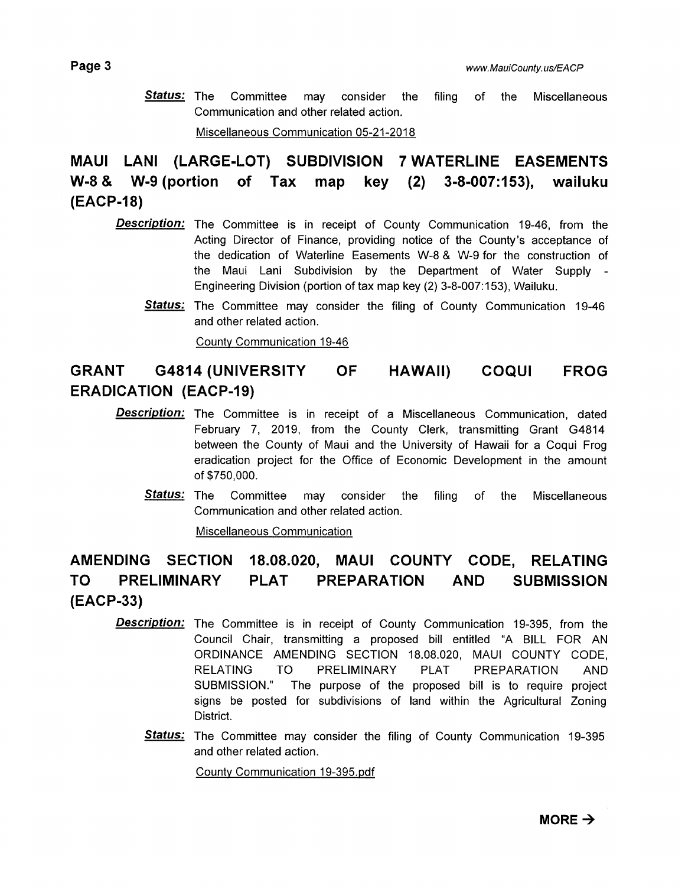***Status:*** The Committee may consider the filing of the Miscellaneous Communication and other related action.

Miscellaneous Communication 05-21-2018

## MAUI LANI (LARGE-LOT) SUBDIVISION 7 WATERLINE EASEMENTS W-8 & W-9 (portion of Tax map key (2) 3-8-007:153), wailuku (EACP-18)

***Description:*** The Committee is in receipt of County Communication 19-46, from the Acting Director of Finance, providing notice of the County's acceptance of the dedication of Waterline Easements W-8 & W-9 for the construction of the Maui Lani Subdivision by the Department of Water Supply - Engineering Division (portion of tax map key (2) 3-8-007:153), Wailuku.

***Status:*** The Committee may consider the filing of County Communication 19-46 and other related action.

County Communication 19-46

## GRANT G4814 (UNIVERSITY OF HAWAII) COQUI FROG ERADICATION (EACP-19)

***Description:*** The Committee is in receipt of a Miscellaneous Communication, dated February 7, 2019, from the County Clerk, transmitting Grant G4814 between the County of Maui and the University of Hawaii for a Coqui Frog eradication project for the Office of Economic Development in the amount of $750,000.

***Status:*** The Committee may consider the filing of the Miscellaneous Communication and other related action.

Miscellaneous Communication

## AMENDING SECTION 18.08.020, MAUI COUNTY CODE, RELATING TO PRELIMINARY PLAT PREPARATION AND SUBMISSION (EACP-33)

***Description:*** The Committee is in receipt of County Communication 19-395, from the Council Chair, transmitting a proposed bill entitled "A BILL FOR AN ORDINANCE AMENDING SECTION 18.08.020, MAUI COUNTY CODE, RELATING TO PRELIMINARY PLAT PREPARATION AND SUBMISSION." The purpose of the proposed bill is to require project signs be posted for subdivisions of land within the Agricultural Zoning District.

***Status:*** The Committee may consider the filing of County Communication 19-395 and other related action.

County Communication 19-395.pdf

**MORE →**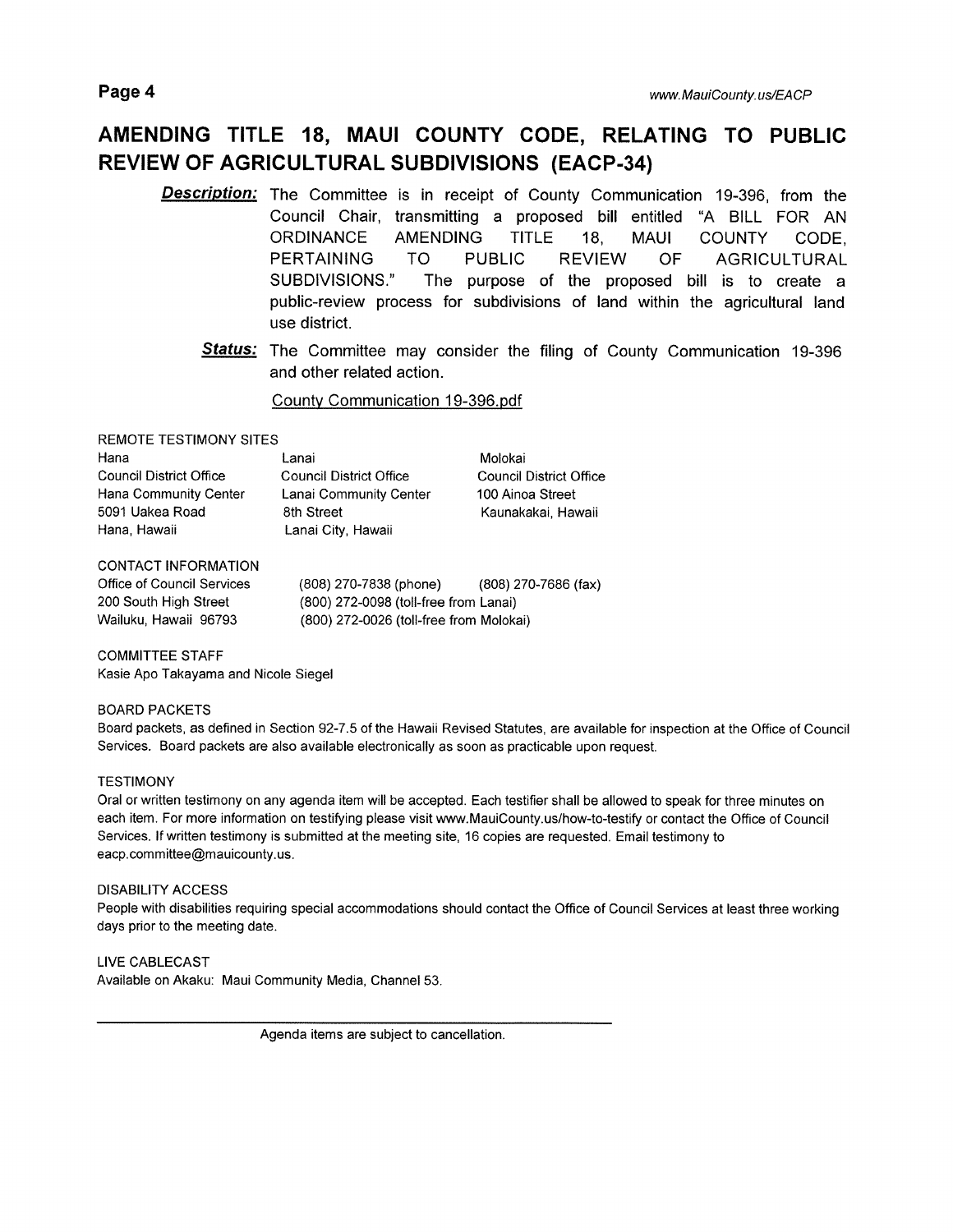## AMENDING TITLE 18, MAUI COUNTY CODE, RELATING TO PUBLIC REVIEW OF AGRICULTURAL SUBDIVISIONS (EACP-34)

***Description:*** The Committee is in receipt of County Communication 19-396, from the Council Chair, transmitting a proposed bill entitled "A BILL FOR AN ORDINANCE AMENDING TITLE 18, MAUI COUNTY CODE, PERTAINING TO PUBLIC REVIEW OF AGRICULTURAL SUBDIVISIONS." The purpose of the proposed bill is to create a public-review process for subdivisions of land within the agricultural land use district.

***Status:*** The Committee may consider the filing of County Communication 19-396 and other related action.

County Communication 19-396.pdf

REMOTE TESTIMONY SITES

| | | |
|---|---|---|
| Hana | Lanai | Molokai |
| Council District Office | Council District Office | Council District Office |
| Hana Community Center | Lanai Community Center | 100 Ainoa Street |
| 5091 Uakea Road | 8th Street | Kaunakakai, Hawaii |
| Hana, Hawaii | Lanai City, Hawaii | |

CONTACT INFORMATION

| | | |
|---|---|---|
| Office of Council Services | (808) 270-7838 (phone) | (808) 270-7686 (fax) |
| 200 South High Street | (800) 272-0098 (toll-free from Lanai) | |
| Wailuku, Hawaii 96793 | (800) 272-0026 (toll-free from Molokai) | |

COMMITTEE STAFF

Kasie Apo Takayama and Nicole Siegel

BOARD PACKETS

Board packets, as defined in Section 92-7.5 of the Hawaii Revised Statutes, are available for inspection at the Office of Council Services. Board packets are also available electronically as soon as practicable upon request.

TESTIMONY

Oral or written testimony on any agenda item will be accepted. Each testifier shall be allowed to speak for three minutes on each item. For more information on testifying please visit www.MauiCounty.us/how-to-testify or contact the Office of Council Services. If written testimony is submitted at the meeting site, 16 copies are requested. Email testimony to eacp.committee@mauicounty.us.

DISABILITY ACCESS

People with disabilities requiring special accommodations should contact the Office of Council Services at least three working days prior to the meeting date.

LIVE CABLECAST

Available on Akaku: Maui Community Media, Channel 53.

---

Agenda items are subject to cancellation.